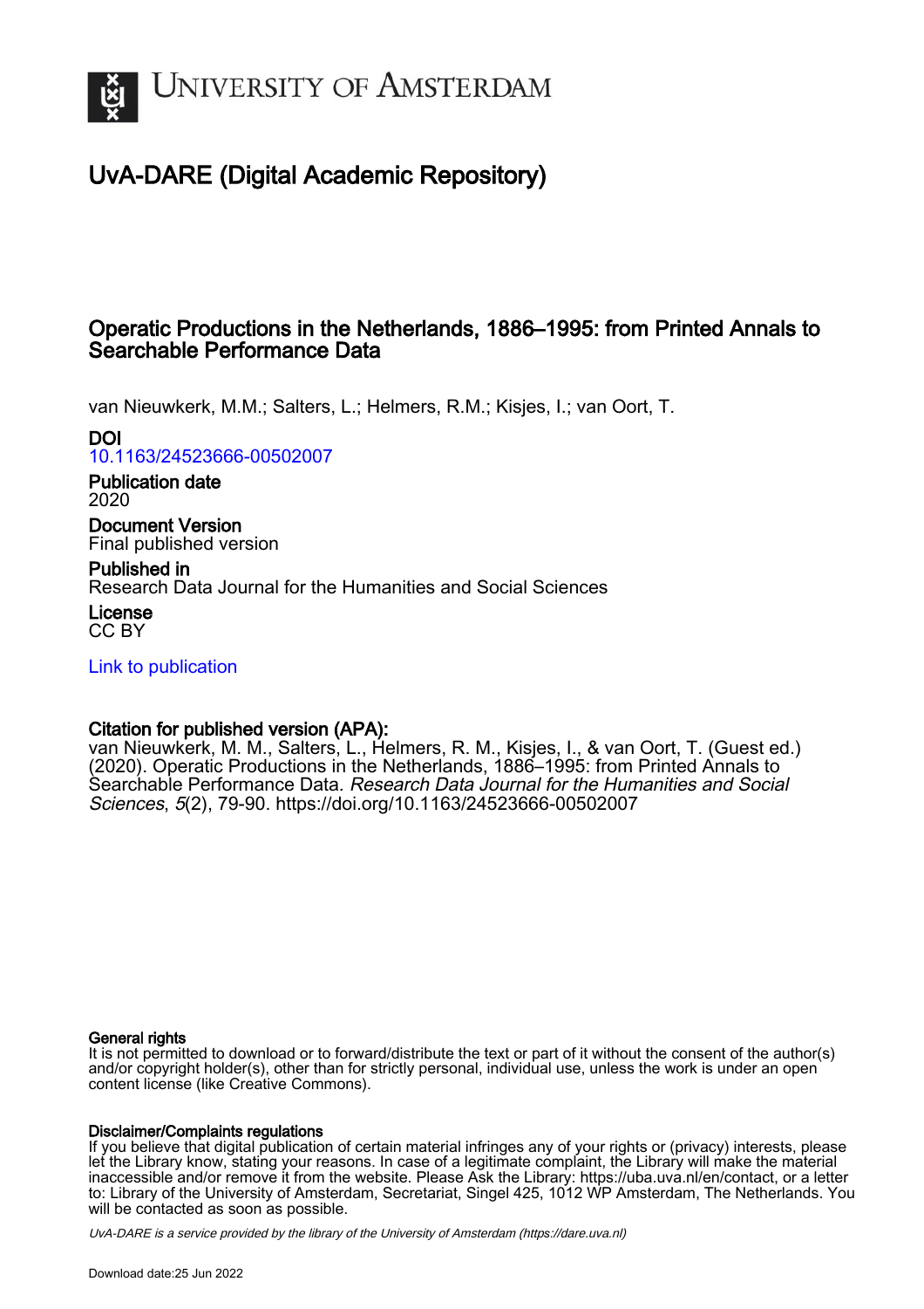# UNIVERSITY OF AMSTERDAM

## UvA-DARE (Digital Academic Repository)

### Operatic Productions in the Netherlands, 1886–1995: from Printed Annals to Searchable Performance Data

van Nieuwkerk, M.M.; Salters, L.; Helmers, R.M.; Kisjes, I.; van Oort, T.

**DOI**
10.1163/24523666-00502007

**Publication date**
2020

**Document Version**
Final published version

**Published in**
Research Data Journal for the Humanities and Social Sciences

**License**
CC BY

Link to publication

**Citation for published version (APA):**
van Nieuwkerk, M. M., Salters, L., Helmers, R. M., Kisjes, I., & van Oort, T. (Guest ed.) (2020). Operatic Productions in the Netherlands, 1886–1995: from Printed Annals to Searchable Performance Data. *Research Data Journal for the Humanities and Social Sciences*, *5*(2), 79-90. https://doi.org/10.1163/24523666-00502007

**General rights**
It is not permitted to download or to forward/distribute the text or part of it without the consent of the author(s) and/or copyright holder(s), other than for strictly personal, individual use, unless the work is under an open content license (like Creative Commons).

**Disclaimer/Complaints regulations**
If you believe that digital publication of certain material infringes any of your rights or (privacy) interests, please let the Library know, stating your reasons. In case of a legitimate complaint, the Library will make the material inaccessible and/or remove it from the website. Please Ask the Library: https://uba.uva.nl/en/contact, or a letter to: Library of the University of Amsterdam, Secretariat, Singel 425, 1012 WP Amsterdam, The Netherlands. You will be contacted as soon as possible.

*UvA-DARE is a service provided by the library of the University of Amsterdam (https://dare.uva.nl)*

Download date:25 Jun 2022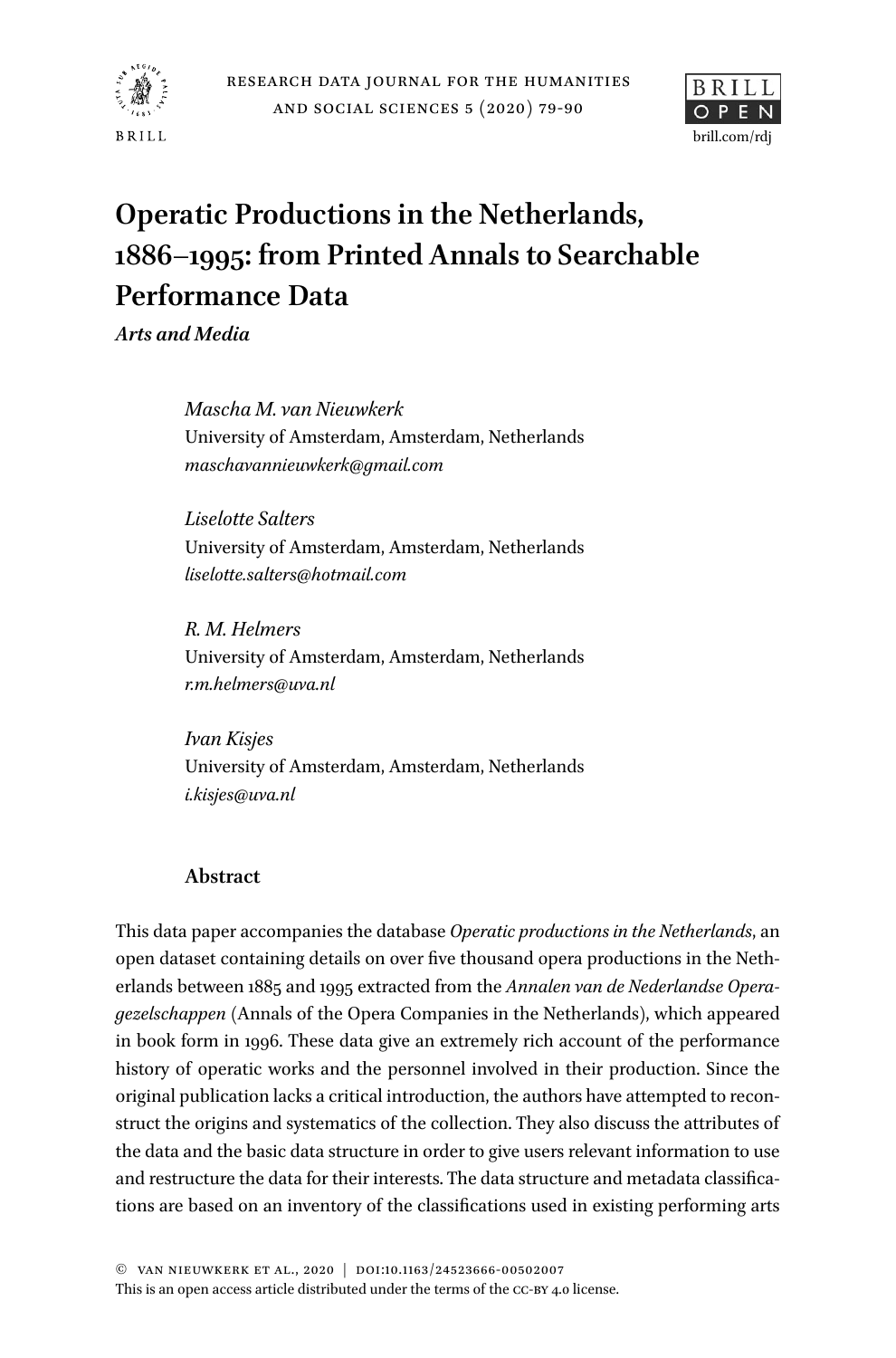# Operatic Productions in the Netherlands, 1886–1995: from Printed Annals to Searchable Performance Data

*Arts and Media*

*Mascha M. van Nieuwkerk*
University of Amsterdam, Amsterdam, Netherlands
*maschavannieuwkerk@gmail.com*

*Liselotte Salters*
University of Amsterdam, Amsterdam, Netherlands
*liselotte.salters@hotmail.com*

*R. M. Helmers*
University of Amsterdam, Amsterdam, Netherlands
*r.m.helmers@uva.nl*

*Ivan Kisjes*
University of Amsterdam, Amsterdam, Netherlands
*i.kisjes@uva.nl*

## Abstract

This data paper accompanies the database *Operatic productions in the Netherlands*, an open dataset containing details on over five thousand opera productions in the Netherlands between 1885 and 1995 extracted from the *Annalen van de Nederlandse Operagezelschappen* (Annals of the Opera Companies in the Netherlands), which appeared in book form in 1996. These data give an extremely rich account of the performance history of operatic works and the personnel involved in their production. Since the original publication lacks a critical introduction, the authors have attempted to reconstruct the origins and systematics of the collection. They also discuss the attributes of the data and the basic data structure in order to give users relevant information to use and restructure the data for their interests. The data structure and metadata classifications are based on an inventory of the classifications used in existing performing arts

© van Nieuwkerk et al., 2020 | doi:10.1163/24523666-00502007
This is an open access article distributed under the terms of the cc-by 4.0 license.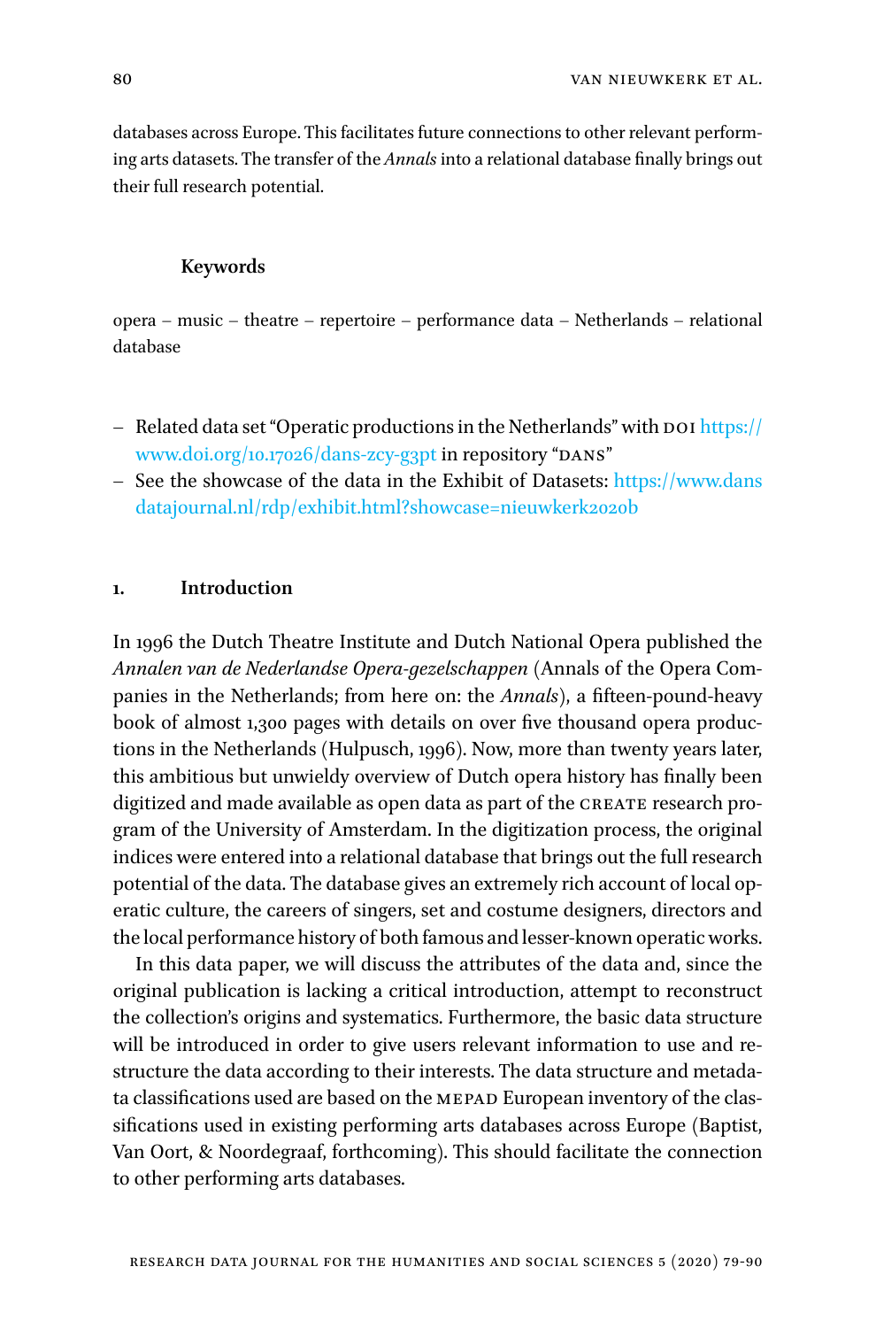databases across Europe. This facilitates future connections to other relevant performing arts datasets. The transfer of the *Annals* into a relational database finally brings out their full research potential.

**Keywords**

opera – music – theatre – repertoire – performance data – Netherlands – relational database

- Related data set "Operatic productions in the Netherlands" with DOI https://www.doi.org/10.17026/dans-zcy-g3pt in repository "DANS"
- See the showcase of the data in the Exhibit of Datasets: https://www.dansdatajournal.nl/rdp/exhibit.html?showcase=nieuwkerk2020b

## 1. Introduction

In 1996 the Dutch Theatre Institute and Dutch National Opera published the *Annalen van de Nederlandse Opera-gezelschappen* (Annals of the Opera Companies in the Netherlands; from here on: the *Annals*), a fifteen-pound-heavy book of almost 1,300 pages with details on over five thousand opera productions in the Netherlands (Hulpusch, 1996). Now, more than twenty years later, this ambitious but unwieldy overview of Dutch opera history has finally been digitized and made available as open data as part of the CREATE research program of the University of Amsterdam. In the digitization process, the original indices were entered into a relational database that brings out the full research potential of the data. The database gives an extremely rich account of local operatic culture, the careers of singers, set and costume designers, directors and the local performance history of both famous and lesser-known operatic works.

In this data paper, we will discuss the attributes of the data and, since the original publication is lacking a critical introduction, attempt to reconstruct the collection's origins and systematics. Furthermore, the basic data structure will be introduced in order to give users relevant information to use and restructure the data according to their interests. The data structure and metadata classifications used are based on the MEPAD European inventory of the classifications used in existing performing arts databases across Europe (Baptist, Van Oort, & Noordegraaf, forthcoming). This should facilitate the connection to other performing arts databases.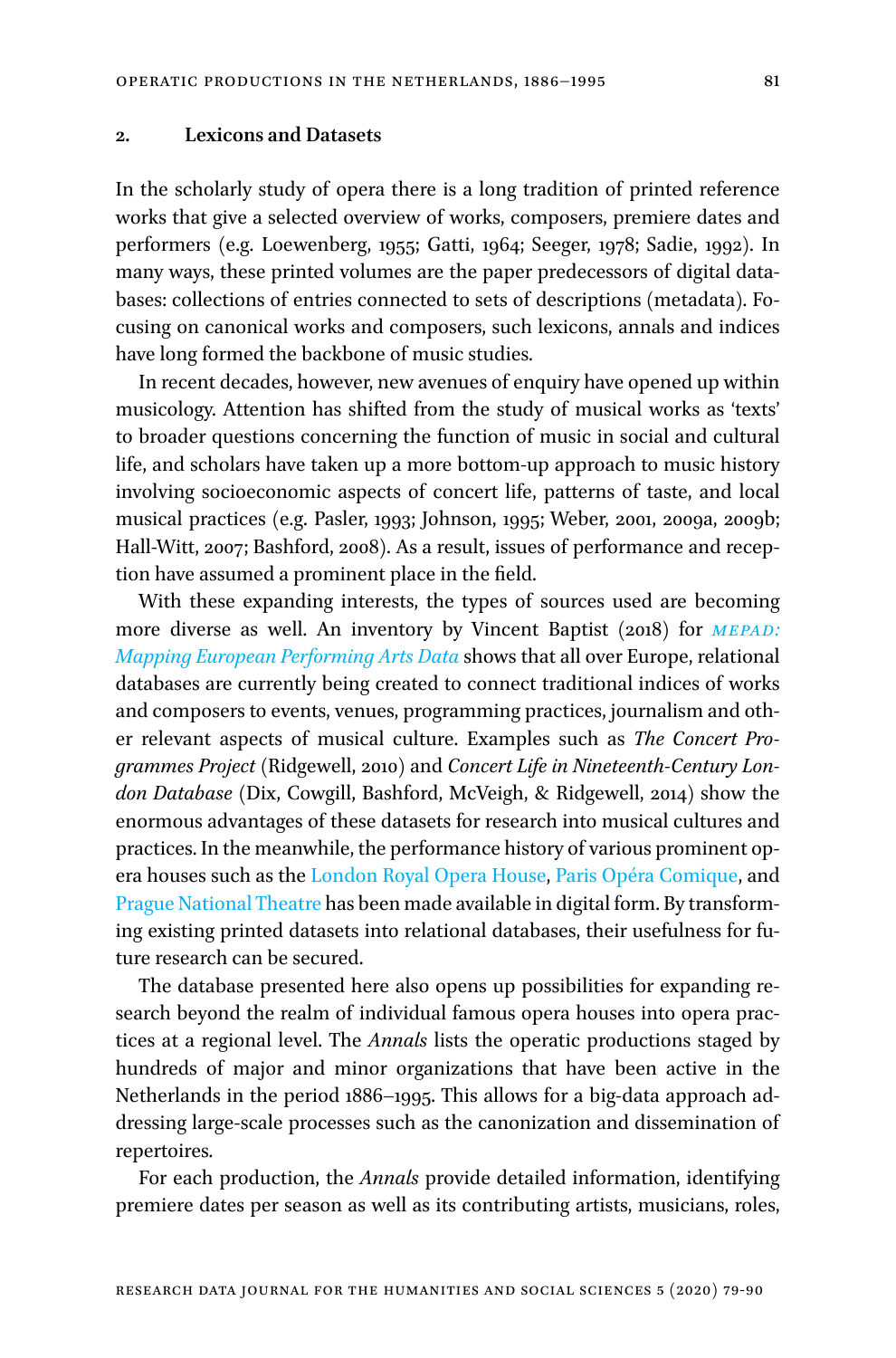## 2. Lexicons and Datasets

In the scholarly study of opera there is a long tradition of printed reference works that give a selected overview of works, composers, premiere dates and performers (e.g. Loewenberg, 1955; Gatti, 1964; Seeger, 1978; Sadie, 1992). In many ways, these printed volumes are the paper predecessors of digital databases: collections of entries connected to sets of descriptions (metadata). Focusing on canonical works and composers, such lexicons, annals and indices have long formed the backbone of music studies.

In recent decades, however, new avenues of enquiry have opened up within musicology. Attention has shifted from the study of musical works as 'texts' to broader questions concerning the function of music in social and cultural life, and scholars have taken up a more bottom-up approach to music history involving socioeconomic aspects of concert life, patterns of taste, and local musical practices (e.g. Pasler, 1993; Johnson, 1995; Weber, 2001, 2009a, 2009b; Hall-Witt, 2007; Bashford, 2008). As a result, issues of performance and reception have assumed a prominent place in the field.

With these expanding interests, the types of sources used are becoming more diverse as well. An inventory by Vincent Baptist (2018) for *MEPAD: Mapping European Performing Arts Data* shows that all over Europe, relational databases are currently being created to connect traditional indices of works and composers to events, venues, programming practices, journalism and other relevant aspects of musical culture. Examples such as *The Concert Programmes Project* (Ridgewell, 2010) and *Concert Life in Nineteenth-Century London Database* (Dix, Cowgill, Bashford, McVeigh, & Ridgewell, 2014) show the enormous advantages of these datasets for research into musical cultures and practices. In the meanwhile, the performance history of various prominent opera houses such as the London Royal Opera House, Paris Opéra Comique, and Prague National Theatre has been made available in digital form. By transforming existing printed datasets into relational databases, their usefulness for future research can be secured.

The database presented here also opens up possibilities for expanding research beyond the realm of individual famous opera houses into opera practices at a regional level. The *Annals* lists the operatic productions staged by hundreds of major and minor organizations that have been active in the Netherlands in the period 1886–1995. This allows for a big-data approach addressing large-scale processes such as the canonization and dissemination of repertoires.

For each production, the *Annals* provide detailed information, identifying premiere dates per season as well as its contributing artists, musicians, roles,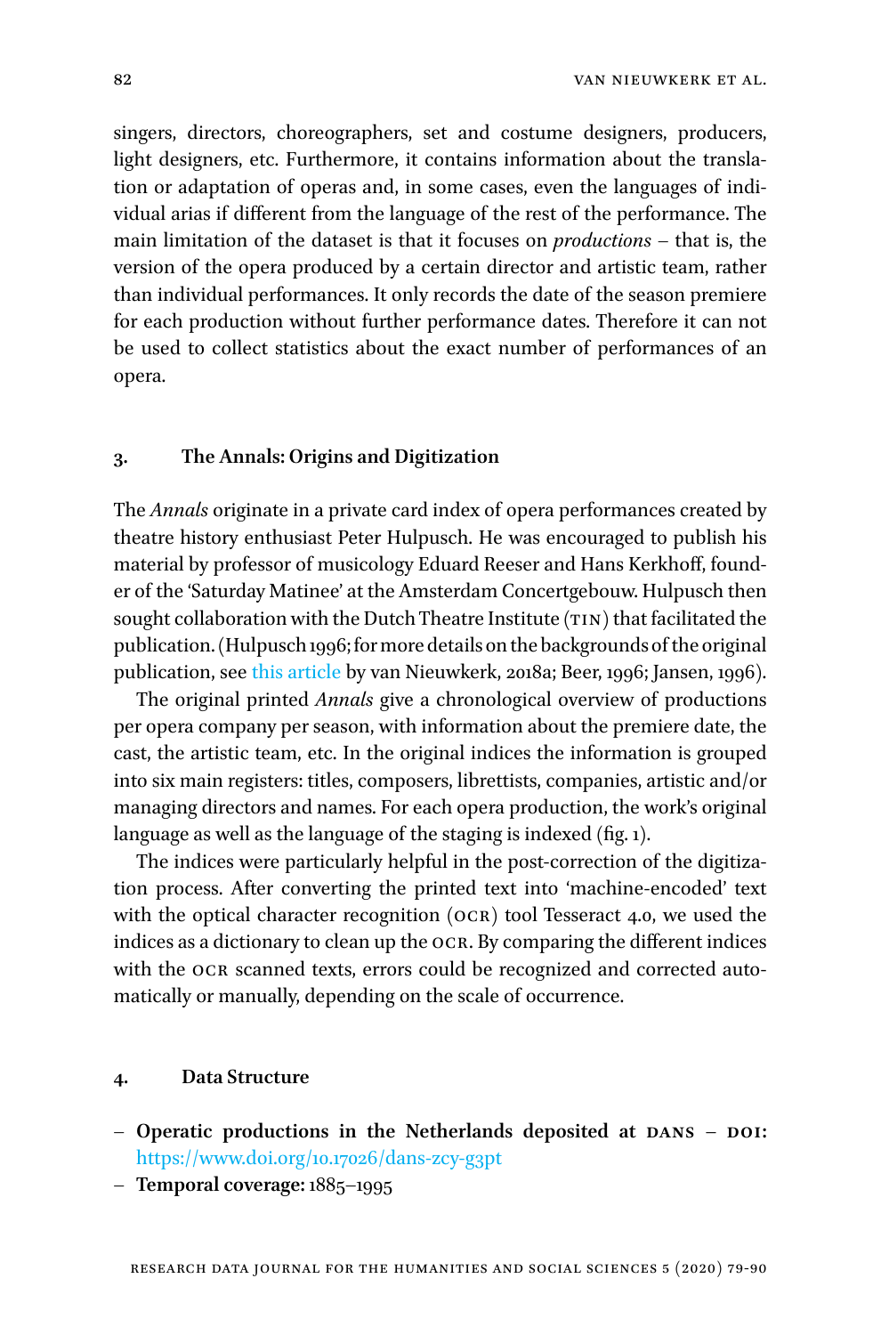singers, directors, choreographers, set and costume designers, producers, light designers, etc. Furthermore, it contains information about the translation or adaptation of operas and, in some cases, even the languages of individual arias if different from the language of the rest of the performance. The main limitation of the dataset is that it focuses on *productions* – that is, the version of the opera produced by a certain director and artistic team, rather than individual performances. It only records the date of the season premiere for each production without further performance dates. Therefore it can not be used to collect statistics about the exact number of performances of an opera.

## 3. The Annals: Origins and Digitization

The *Annals* originate in a private card index of opera performances created by theatre history enthusiast Peter Hulpusch. He was encouraged to publish his material by professor of musicology Eduard Reeser and Hans Kerkhoff, founder of the 'Saturday Matinee' at the Amsterdam Concertgebouw. Hulpusch then sought collaboration with the Dutch Theatre Institute (TIN) that facilitated the publication. (Hulpusch 1996; for more details on the backgrounds of the original publication, see this article by van Nieuwkerk, 2018a; Beer, 1996; Jansen, 1996).

The original printed *Annals* give a chronological overview of productions per opera company per season, with information about the premiere date, the cast, the artistic team, etc. In the original indices the information is grouped into six main registers: titles, composers, librettists, companies, artistic and/or managing directors and names. For each opera production, the work's original language as well as the language of the staging is indexed (fig. 1).

The indices were particularly helpful in the post-correction of the digitization process. After converting the printed text into 'machine-encoded' text with the optical character recognition (OCR) tool Tesseract 4.0, we used the indices as a dictionary to clean up the OCR. By comparing the different indices with the OCR scanned texts, errors could be recognized and corrected automatically or manually, depending on the scale of occurrence.

## 4. Data Structure

- **Operatic productions in the Netherlands deposited at DANS – DOI:** https://www.doi.org/10.17026/dans-zcy-g3pt
- **Temporal coverage:** 1885–1995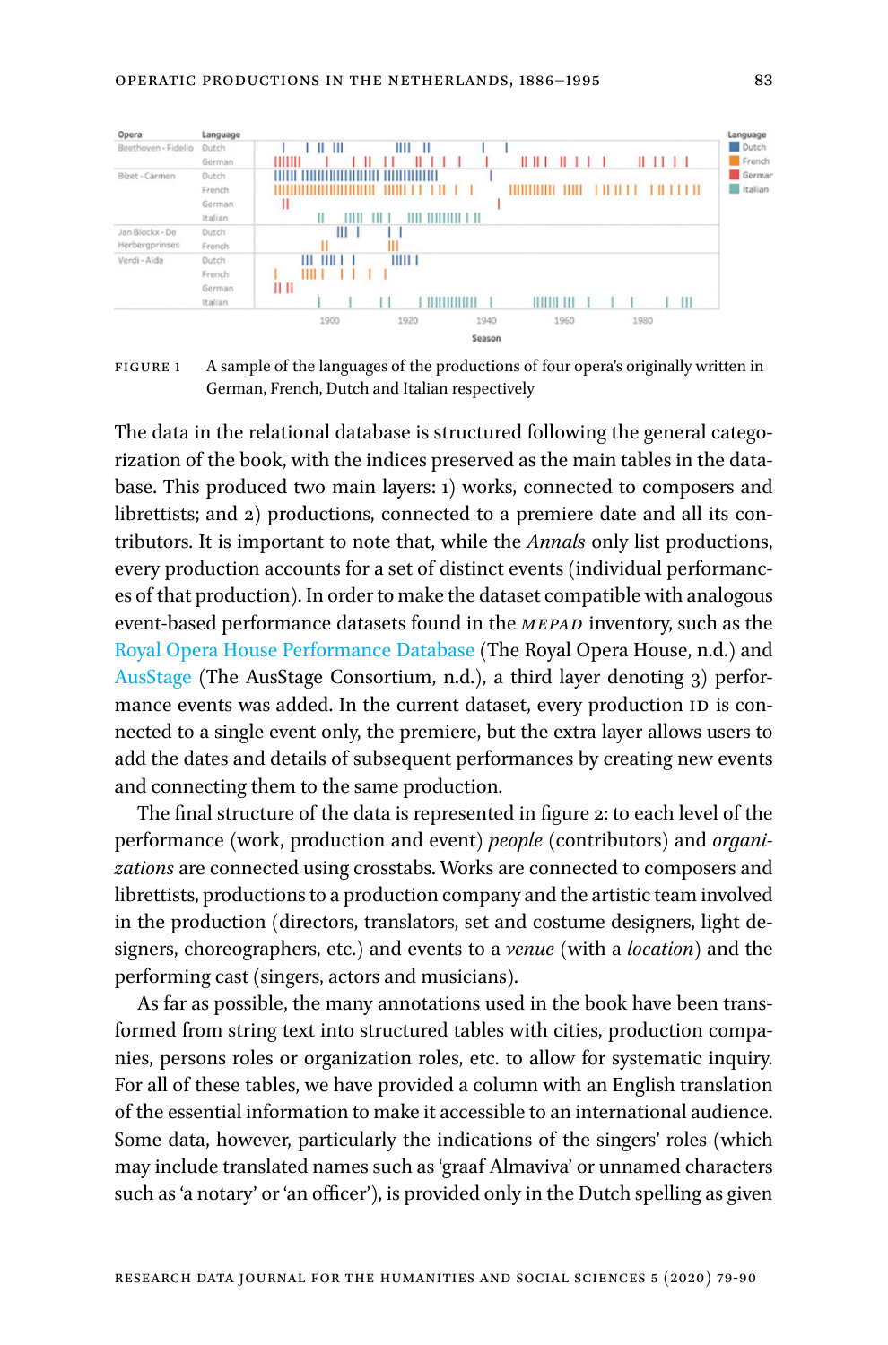FIGURE 1 A sample of the languages of the productions of four opera's originally written in German, French, Dutch and Italian respectively

The data in the relational database is structured following the general categorization of the book, with the indices preserved as the main tables in the database. This produced two main layers: 1) works, connected to composers and librettists; and 2) productions, connected to a premiere date and all its contributors. It is important to note that, while the *Annals* only list productions, every production accounts for a set of distinct events (individual performances of that production). In order to make the dataset compatible with analogous event-based performance datasets found in the *MEPAD* inventory, such as the Royal Opera House Performance Database (The Royal Opera House, n.d.) and AusStage (The AusStage Consortium, n.d.), a third layer denoting 3) performance events was added. In the current dataset, every production ID is connected to a single event only, the premiere, but the extra layer allows users to add the dates and details of subsequent performances by creating new events and connecting them to the same production.

The final structure of the data is represented in figure 2: to each level of the performance (work, production and event) *people* (contributors) and *organizations* are connected using crosstabs. Works are connected to composers and librettists, productions to a production company and the artistic team involved in the production (directors, translators, set and costume designers, light designers, choreographers, etc.) and events to a *venue* (with a *location*) and the performing cast (singers, actors and musicians).

As far as possible, the many annotations used in the book have been transformed from string text into structured tables with cities, production companies, persons roles or organization roles, etc. to allow for systematic inquiry. For all of these tables, we have provided a column with an English translation of the essential information to make it accessible to an international audience. Some data, however, particularly the indications of the singers' roles (which may include translated names such as 'graaf Almaviva' or unnamed characters such as 'a notary' or 'an officer'), is provided only in the Dutch spelling as given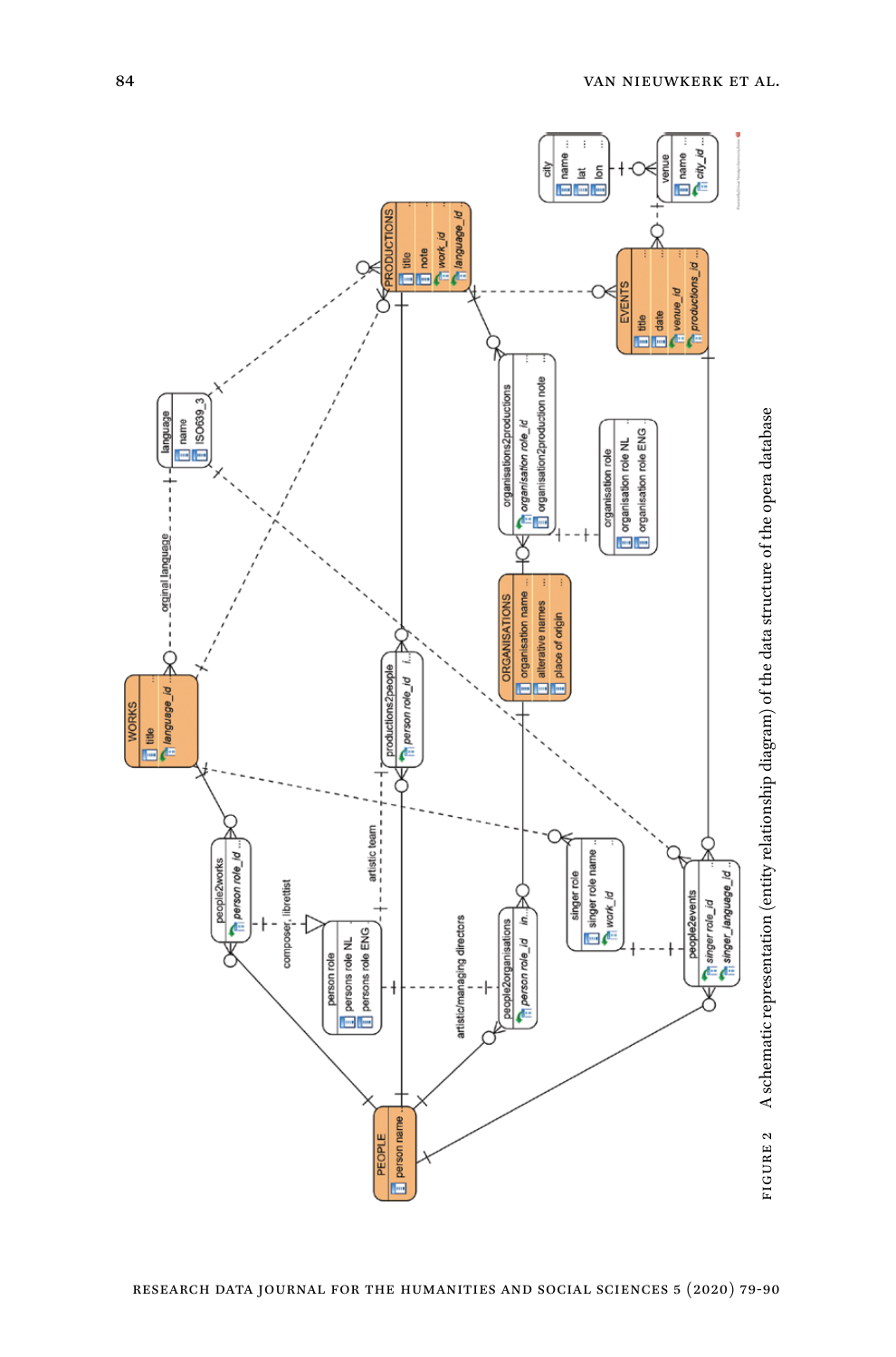FIGURE 2 A schematic representation (entity relationship diagram) of the data structure of the opera database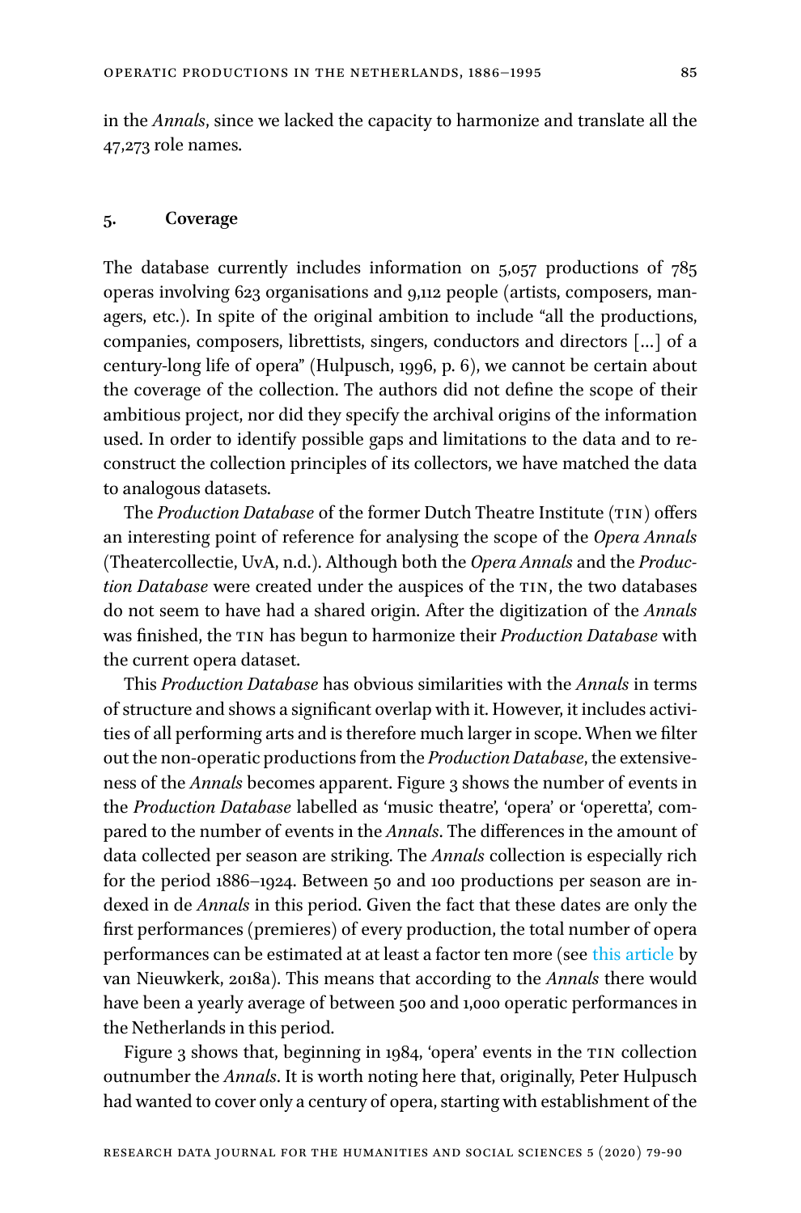in the *Annals*, since we lacked the capacity to harmonize and translate all the 47,273 role names.

## 5. Coverage

The database currently includes information on 5,057 productions of 785 operas involving 623 organisations and 9,112 people (artists, composers, managers, etc.). In spite of the original ambition to include "all the productions, companies, composers, librettists, singers, conductors and directors […] of a century-long life of opera" (Hulpusch, 1996, p. 6), we cannot be certain about the coverage of the collection. The authors did not define the scope of their ambitious project, nor did they specify the archival origins of the information used. In order to identify possible gaps and limitations to the data and to reconstruct the collection principles of its collectors, we have matched the data to analogous datasets.

The *Production Database* of the former Dutch Theatre Institute (TIN) offers an interesting point of reference for analysing the scope of the *Opera Annals* (Theatercollectie, UvA, n.d.). Although both the *Opera Annals* and the *Production Database* were created under the auspices of the TIN, the two databases do not seem to have had a shared origin. After the digitization of the *Annals* was finished, the TIN has begun to harmonize their *Production Database* with the current opera dataset.

This *Production Database* has obvious similarities with the *Annals* in terms of structure and shows a significant overlap with it. However, it includes activities of all performing arts and is therefore much larger in scope. When we filter out the non-operatic productions from the *Production Database*, the extensiveness of the *Annals* becomes apparent. Figure 3 shows the number of events in the *Production Database* labelled as 'music theatre', 'opera' or 'operetta', compared to the number of events in the *Annals*. The differences in the amount of data collected per season are striking. The *Annals* collection is especially rich for the period 1886–1924. Between 50 and 100 productions per season are indexed in de *Annals* in this period. Given the fact that these dates are only the first performances (premieres) of every production, the total number of opera performances can be estimated at at least a factor ten more (see this article by van Nieuwkerk, 2018a). This means that according to the *Annals* there would have been a yearly average of between 500 and 1,000 operatic performances in the Netherlands in this period.

Figure 3 shows that, beginning in 1984, 'opera' events in the TIN collection outnumber the *Annals*. It is worth noting here that, originally, Peter Hulpusch had wanted to cover only a century of opera, starting with establishment of the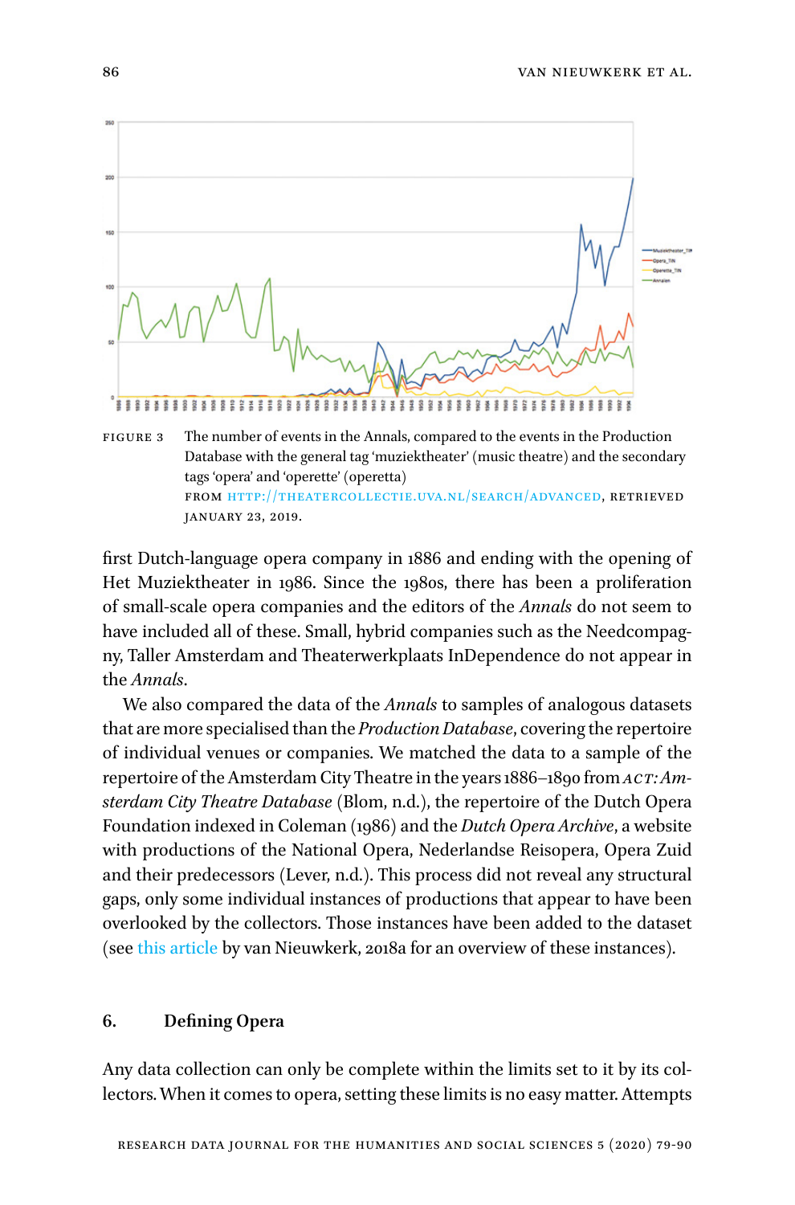FIGURE 3 The number of events in the Annals, compared to the events in the Production Database with the general tag 'muziektheater' (music theatre) and the secondary tags 'opera' and 'operette' (operetta)
FROM HTTP://THEATERCOLLECTIE.UVA.NL/SEARCH/ADVANCED, RETRIEVED JANUARY 23, 2019.

first Dutch-language opera company in 1886 and ending with the opening of Het Muziektheater in 1986. Since the 1980s, there has been a proliferation of small-scale opera companies and the editors of the *Annals* do not seem to have included all of these. Small, hybrid companies such as the Needcompagny, Taller Amsterdam and Theaterwerkplaats InDependence do not appear in the *Annals*.

We also compared the data of the *Annals* to samples of analogous datasets that are more specialised than the *Production Database*, covering the repertoire of individual venues or companies. We matched the data to a sample of the repertoire of the Amsterdam City Theatre in the years 1886–1890 from *ACT: Amsterdam City Theatre Database* (Blom, n.d.), the repertoire of the Dutch Opera Foundation indexed in Coleman (1986) and the *Dutch Opera Archive*, a website with productions of the National Opera, Nederlandse Reisopera, Opera Zuid and their predecessors (Lever, n.d.). This process did not reveal any structural gaps, only some individual instances of productions that appear to have been overlooked by the collectors. Those instances have been added to the dataset (see this article by van Nieuwkerk, 2018a for an overview of these instances).

## 6. Defining Opera

Any data collection can only be complete within the limits set to it by its collectors. When it comes to opera, setting these limits is no easy matter. Attempts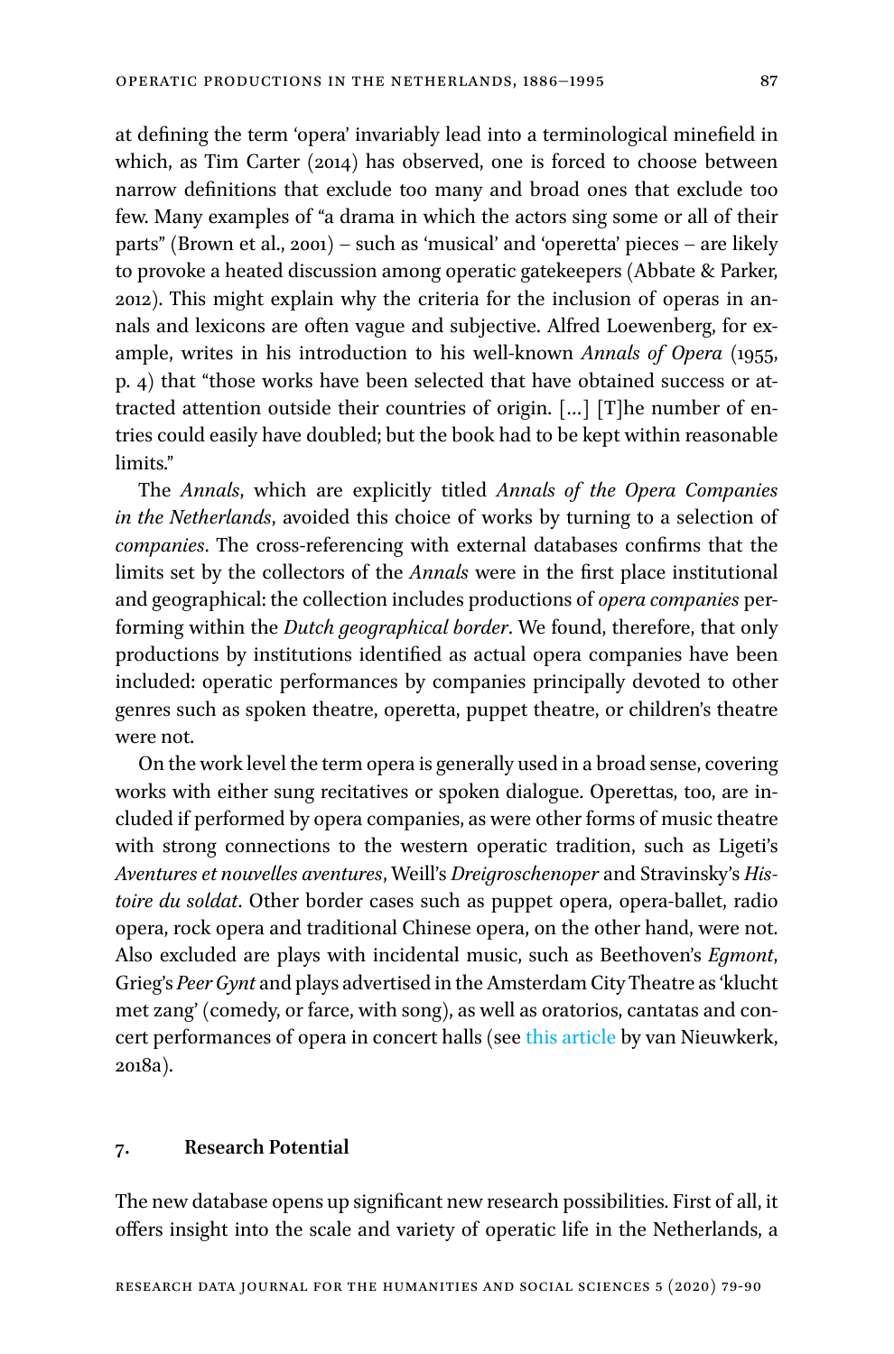at defining the term 'opera' invariably lead into a terminological minefield in which, as Tim Carter (2014) has observed, one is forced to choose between narrow definitions that exclude too many and broad ones that exclude too few. Many examples of "a drama in which the actors sing some or all of their parts" (Brown et al., 2001) – such as 'musical' and 'operetta' pieces – are likely to provoke a heated discussion among operatic gatekeepers (Abbate & Parker, 2012). This might explain why the criteria for the inclusion of operas in annals and lexicons are often vague and subjective. Alfred Loewenberg, for example, writes in his introduction to his well-known *Annals of Opera* (1955, p. 4) that "those works have been selected that have obtained success or attracted attention outside their countries of origin. [...] [T]he number of entries could easily have doubled; but the book had to be kept within reasonable limits."

The *Annals*, which are explicitly titled *Annals of the Opera Companies in the Netherlands*, avoided this choice of works by turning to a selection of *companies*. The cross-referencing with external databases confirms that the limits set by the collectors of the *Annals* were in the first place institutional and geographical: the collection includes productions of *opera companies* performing within the *Dutch geographical border*. We found, therefore, that only productions by institutions identified as actual opera companies have been included: operatic performances by companies principally devoted to other genres such as spoken theatre, operetta, puppet theatre, or children's theatre were not.

On the work level the term opera is generally used in a broad sense, covering works with either sung recitatives or spoken dialogue. Operettas, too, are included if performed by opera companies, as were other forms of music theatre with strong connections to the western operatic tradition, such as Ligeti's *Aventures et nouvelles aventures*, Weill's *Dreigroschenoper* and Stravinsky's *Histoire du soldat*. Other border cases such as puppet opera, opera-ballet, radio opera, rock opera and traditional Chinese opera, on the other hand, were not. Also excluded are plays with incidental music, such as Beethoven's *Egmont*, Grieg's *Peer Gynt* and plays advertised in the Amsterdam City Theatre as 'klucht met zang' (comedy, or farce, with song), as well as oratorios, cantatas and concert performances of opera in concert halls (see this article by van Nieuwkerk, 2018a).

## 7. Research Potential

The new database opens up significant new research possibilities. First of all, it offers insight into the scale and variety of operatic life in the Netherlands, a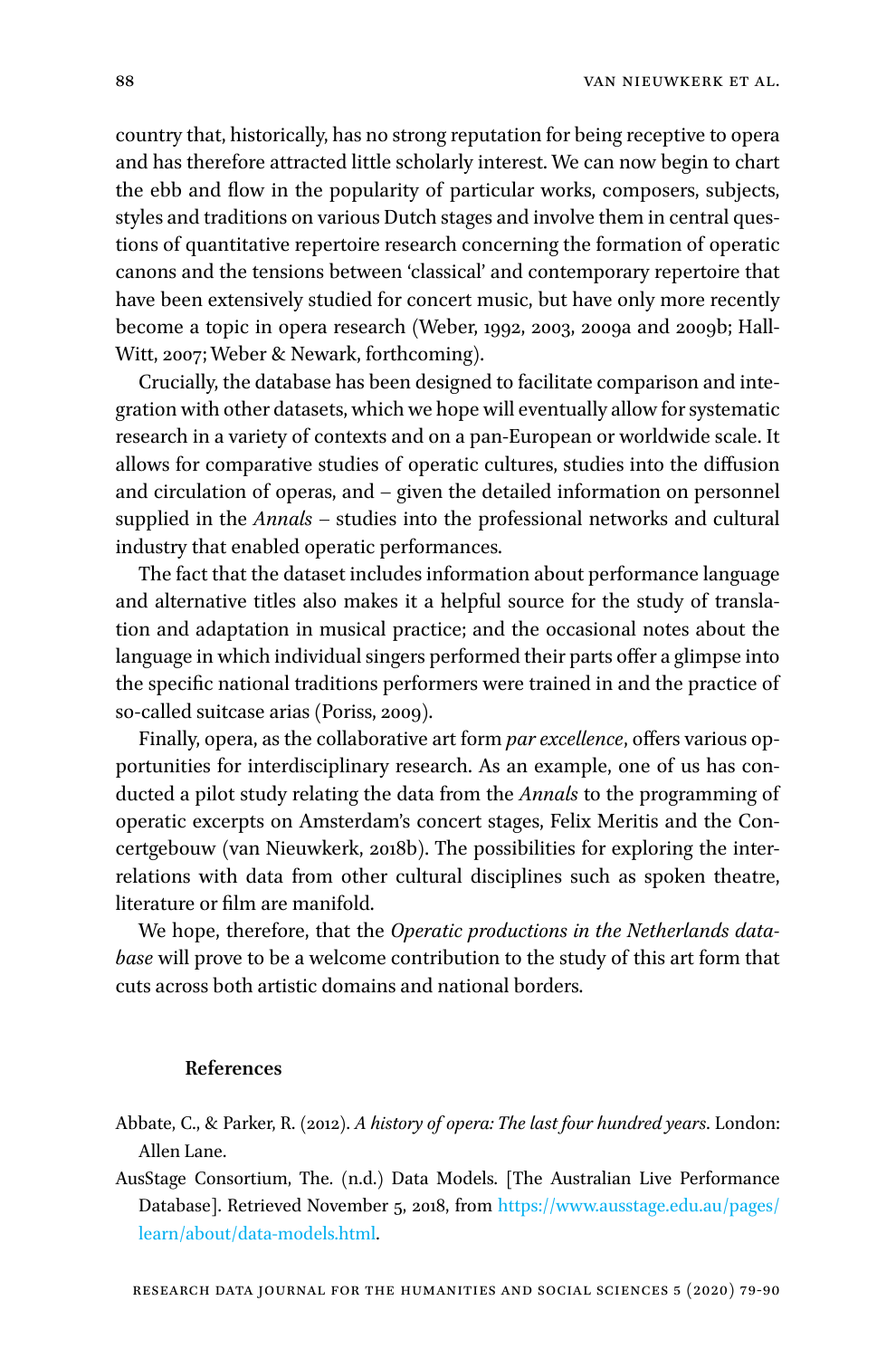country that, historically, has no strong reputation for being receptive to opera and has therefore attracted little scholarly interest. We can now begin to chart the ebb and flow in the popularity of particular works, composers, subjects, styles and traditions on various Dutch stages and involve them in central questions of quantitative repertoire research concerning the formation of operatic canons and the tensions between 'classical' and contemporary repertoire that have been extensively studied for concert music, but have only more recently become a topic in opera research (Weber, 1992, 2003, 2009a and 2009b; Hall-Witt, 2007; Weber & Newark, forthcoming).

Crucially, the database has been designed to facilitate comparison and integration with other datasets, which we hope will eventually allow for systematic research in a variety of contexts and on a pan-European or worldwide scale. It allows for comparative studies of operatic cultures, studies into the diffusion and circulation of operas, and – given the detailed information on personnel supplied in the *Annals* – studies into the professional networks and cultural industry that enabled operatic performances.

The fact that the dataset includes information about performance language and alternative titles also makes it a helpful source for the study of translation and adaptation in musical practice; and the occasional notes about the language in which individual singers performed their parts offer a glimpse into the specific national traditions performers were trained in and the practice of so-called suitcase arias (Poriss, 2009).

Finally, opera, as the collaborative art form *par excellence*, offers various opportunities for interdisciplinary research. As an example, one of us has conducted a pilot study relating the data from the *Annals* to the programming of operatic excerpts on Amsterdam's concert stages, Felix Meritis and the Concertgebouw (van Nieuwkerk, 2018b). The possibilities for exploring the interrelations with data from other cultural disciplines such as spoken theatre, literature or film are manifold.

We hope, therefore, that the *Operatic productions in the Netherlands database* will prove to be a welcome contribution to the study of this art form that cuts across both artistic domains and national borders.

## References

Abbate, C., & Parker, R. (2012). *A history of opera: The last four hundred years*. London: Allen Lane.

AusStage Consortium, The. (n.d.) Data Models. [The Australian Live Performance Database]. Retrieved November 5, 2018, from https://www.ausstage.edu.au/pages/learn/about/data-models.html.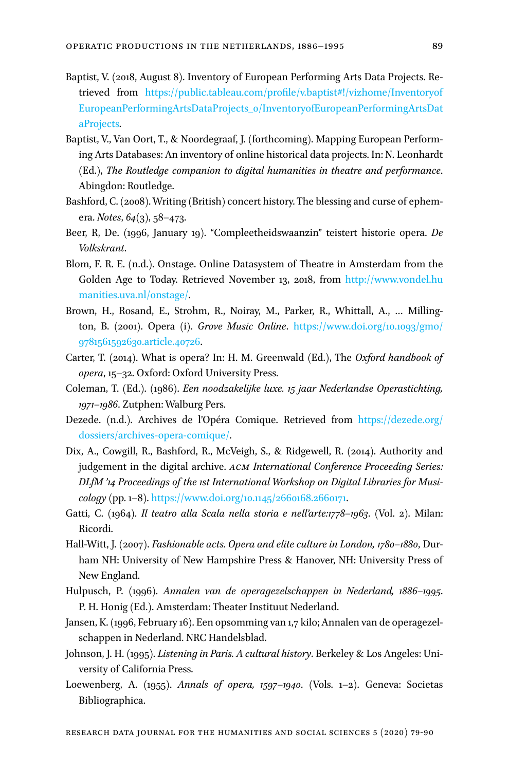Baptist, V. (2018, August 8). Inventory of European Performing Arts Data Projects. Retrieved from https://public.tableau.com/profile/v.baptist#!/vizhome/InventoryofEuropeanPerformingArtsDataProjects_0/InventoryofEuropeanPerformingArtsDataProjects.

Baptist, V., Van Oort, T., & Noordegraaf, J. (forthcoming). Mapping European Performing Arts Databases: An inventory of online historical data projects. In: N. Leonhardt (Ed.), *The Routledge companion to digital humanities in theatre and performance*. Abingdon: Routledge.

Bashford, C. (2008). Writing (British) concert history. The blessing and curse of ephemera. *Notes*, *64*(3), 58–473.

Beer, R, De. (1996, January 19). "Compleetheidswaanzin" teistert historie opera. *De Volkskrant*.

Blom, F. R. E. (n.d.). Onstage. Online Datasystem of Theatre in Amsterdam from the Golden Age to Today. Retrieved November 13, 2018, from http://www.vondel.humanities.uva.nl/onstage/.

Brown, H., Rosand, E., Strohm, R., Noiray, M., Parker, R., Whittall, A., … Millington, B. (2001). Opera (i). *Grove Music Online*. https://www.doi.org/10.1093/gmo/9781561592630.article.40726.

Carter, T. (2014). What is opera? In: H. M. Greenwald (Ed.), The *Oxford handbook of opera*, 15–32. Oxford: Oxford University Press.

Coleman, T. (Ed.). (1986). *Een noodzakelijke luxe. 15 jaar Nederlandse Operastichting, 1971–1986*. Zutphen: Walburg Pers.

Dezede. (n.d.). Archives de l'Opéra Comique. Retrieved from https://dezede.org/dossiers/archives-opera-comique/.

Dix, A., Cowgill, R., Bashford, R., McVeigh, S., & Ridgewell, R. (2014). Authority and judgement in the digital archive. *ACM International Conference Proceeding Series: DLfM '14 Proceedings of the 1st International Workshop on Digital Libraries for Musicology* (pp. 1–8). https://www.doi.org/10.1145/2660168.2660171.

Gatti, C. (1964). *Il teatro alla Scala nella storia e nell'arte:1778–1963*. (Vol. 2). Milan: Ricordi.

Hall-Witt, J. (2007). *Fashionable acts. Opera and elite culture in London, 1780–1880*, Durham NH: University of New Hampshire Press & Hanover, NH: University Press of New England.

Hulpusch, P. (1996). *Annalen van de operagezelschappen in Nederland, 1886–1995*. P. H. Honig (Ed.). Amsterdam: Theater Instituut Nederland.

Jansen, K. (1996, February 16). Een opsomming van 1,7 kilo; Annalen van de operagezelschappen in Nederland. NRC Handelsblad.

Johnson, J. H. (1995). *Listening in Paris. A cultural history*. Berkeley & Los Angeles: University of California Press.

Loewenberg, A. (1955). *Annals of opera, 1597–1940*. (Vols. 1–2). Geneva: Societas Bibliographica.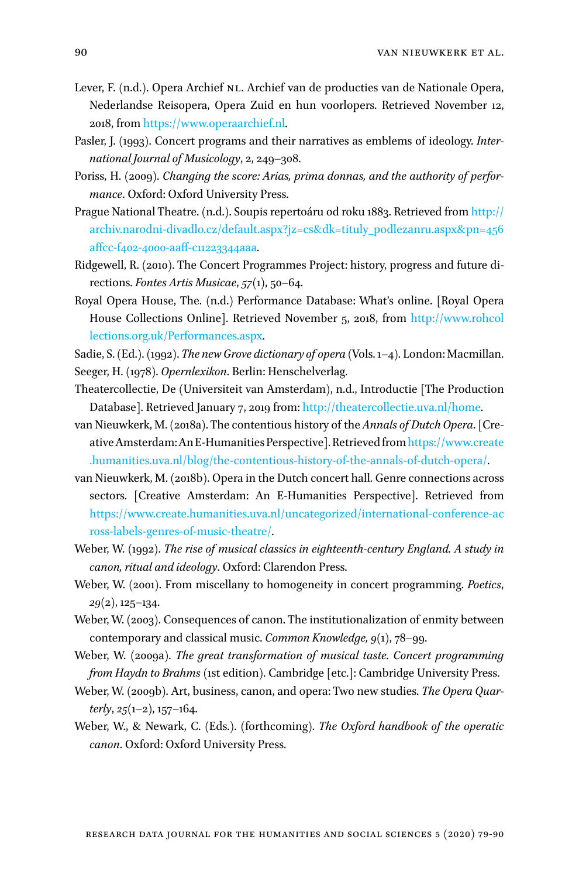Lever, F. (n.d.). Opera Archief NL. Archief van de producties van de Nationale Opera, Nederlandse Reisopera, Opera Zuid en hun voorlopers. Retrieved November 12, 2018, from https://www.operaarchief.nl.

Pasler, J. (1993). Concert programs and their narratives as emblems of ideology. *International Journal of Musicology*, 2, 249–308.

Poriss, H. (2009). *Changing the score: Arias, prima donnas, and the authority of performance*. Oxford: Oxford University Press.

Prague National Theatre. (n.d.). Soupis repertoáru od roku 1883. Retrieved from http://archiv.narodni-divadlo.cz/default.aspx?jz=cs&dk=tituly_podlezanru.aspx&pn=456affcc-f402-4000-aaff-c11223344aaa.

Ridgewell, R. (2010). The Concert Programmes Project: history, progress and future directions. *Fontes Artis Musicae*, *57*(1), 50–64.

Royal Opera House, The. (n.d.) Performance Database: What's online. [Royal Opera House Collections Online]. Retrieved November 5, 2018, from http://www.rohcollections.org.uk/Performances.aspx.

Sadie, S. (Ed.). (1992). *The new Grove dictionary of opera* (Vols. 1–4). London: Macmillan.

Seeger, H. (1978). *Opernlexikon*. Berlin: Henschelverlag.

Theatercollectie, De (Universiteit van Amsterdam), n.d., Introductie [The Production Database]. Retrieved January 7, 2019 from: http://theatercollectie.uva.nl/home.

van Nieuwkerk, M. (2018a). The contentious history of the *Annals of Dutch Opera*. [Creative Amsterdam: An E-Humanities Perspective]. Retrieved from https://www.create.humanities.uva.nl/blog/the-contentious-history-of-the-annals-of-dutch-opera/.

van Nieuwkerk, M. (2018b). Opera in the Dutch concert hall. Genre connections across sectors. [Creative Amsterdam: An E-Humanities Perspective]. Retrieved from https://www.create.humanities.uva.nl/uncategorized/international-conference-across-labels-genres-of-music-theatre/.

Weber, W. (1992). *The rise of musical classics in eighteenth-century England. A study in canon, ritual and ideology*. Oxford: Clarendon Press.

Weber, W. (2001). From miscellany to homogeneity in concert programming. *Poetics*, *29*(2), 125–134.

Weber, W. (2003). Consequences of canon. The institutionalization of enmity between contemporary and classical music. *Common Knowledge, 9*(1), 78–99.

Weber, W. (2009a). *The great transformation of musical taste. Concert programming from Haydn to Brahms* (1st edition). Cambridge [etc.]: Cambridge University Press.

Weber, W. (2009b). Art, business, canon, and opera: Two new studies. *The Opera Quarterly*, *25*(1–2), 157–164.

Weber, W., & Newark, C. (Eds.). (forthcoming). *The Oxford handbook of the operatic canon*. Oxford: Oxford University Press.